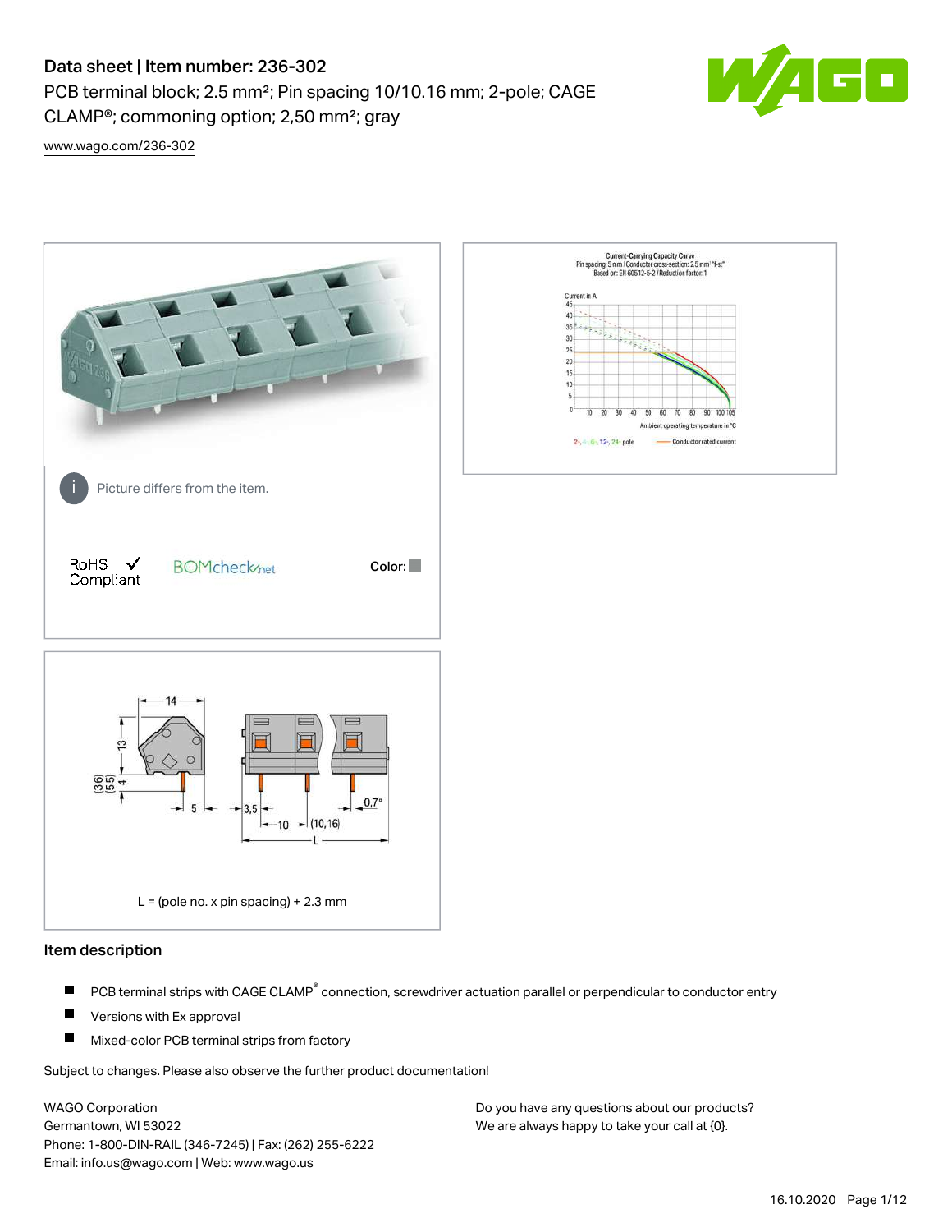# Data sheet | Item number: 236-302

PCB terminal block; 2.5 mm²; Pin spacing 10/10.16 mm; 2-pole; CAGE CLAMP®; commoning option; 2,50 mm²; gray

www.wago.com/236-302

Picture differs from the item.

RoHS ✓ Compliant

BOMcheck.net

Color:

L = (pole no. x pin spacing) + 2.3 mm

## Item description

- PCB terminal strips with CAGE CLAMP® connection, screwdriver actuation parallel or perpendicular to conductor entry
- Versions with Ex approval
- Mixed-color PCB terminal strips from factory

Subject to changes. Please also observe the further product documentation!

WAGO Corporation
Germantown, WI 53022
Phone: 1-800-DIN-RAIL (346-7245) | Fax: (262) 255-6222
Email: info.us@wago.com | Web: www.wago.us

Do you have any questions about our products?
We are always happy to take your call at {0}.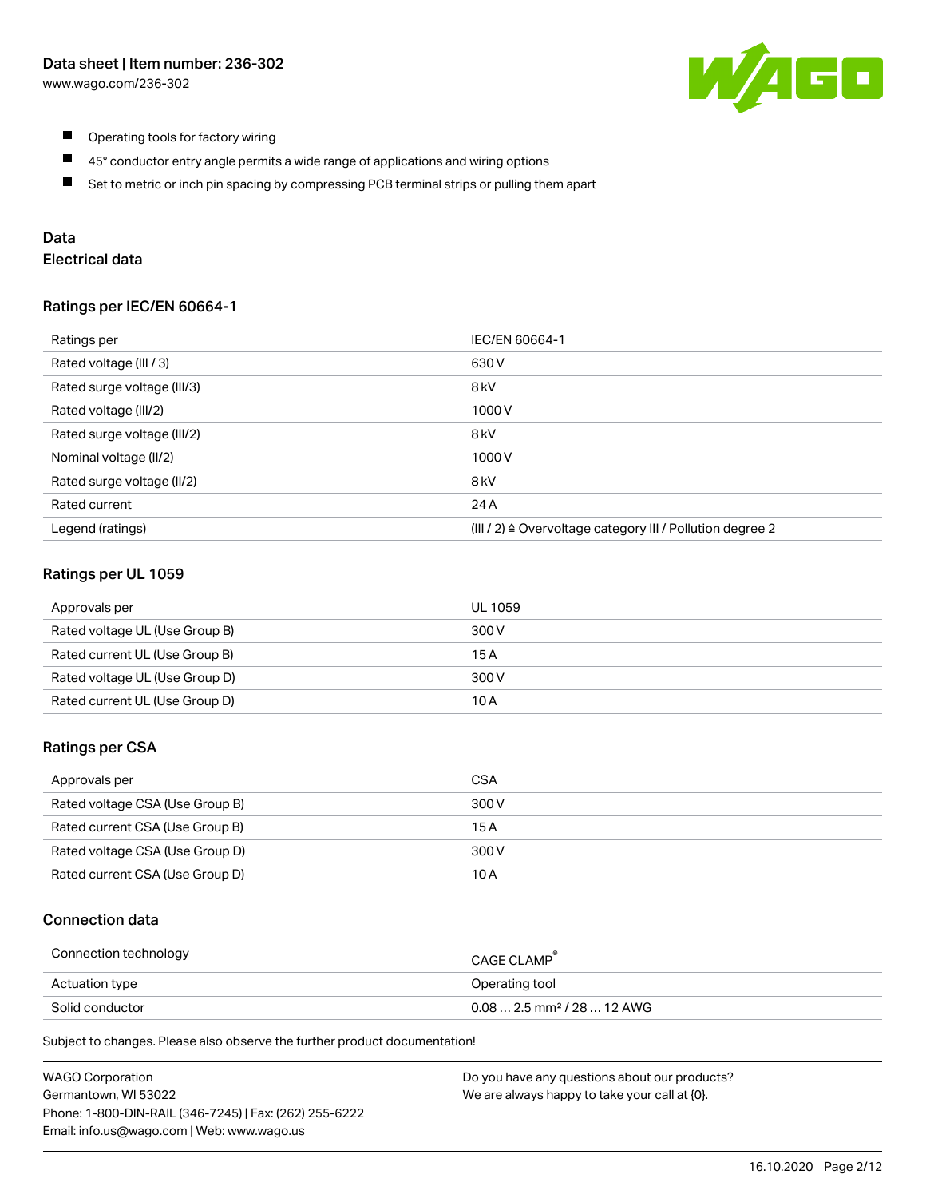- Operating tools for factory wiring
- 45° conductor entry angle permits a wide range of applications and wiring options
- Set to metric or inch pin spacing by compressing PCB terminal strips or pulling them apart

## Data

### Electrical data

#### Ratings per IEC/EN 60664-1

| Ratings per | IEC/EN 60664-1 |
| --- | --- |
| Rated voltage (III / 3) | 630 V |
| Rated surge voltage (III/3) | 8 kV |
| Rated voltage (III/2) | 1000 V |
| Rated surge voltage (III/2) | 8 kV |
| Nominal voltage (II/2) | 1000 V |
| Rated surge voltage (II/2) | 8 kV |
| Rated current | 24 A |
| Legend (ratings) | (III / 2) ≙ Overvoltage category III / Pollution degree 2 |

#### Ratings per UL 1059

| Approvals per | UL 1059 |
| --- | --- |
| Rated voltage UL (Use Group B) | 300 V |
| Rated current UL (Use Group B) | 15 A |
| Rated voltage UL (Use Group D) | 300 V |
| Rated current UL (Use Group D) | 10 A |

#### Ratings per CSA

| Approvals per | CSA |
| --- | --- |
| Rated voltage CSA (Use Group B) | 300 V |
| Rated current CSA (Use Group B) | 15 A |
| Rated voltage CSA (Use Group D) | 300 V |
| Rated current CSA (Use Group D) | 10 A |

### Connection data

| Connection technology | CAGE CLAMP® |
| --- | --- |
| Actuation type | Operating tool |
| Solid conductor | 0.08 … 2.5 mm² / 28 … 12 AWG |

Subject to changes. Please also observe the further product documentation!

WAGO Corporation
Germantown, WI 53022
Phone: 1-800-DIN-RAIL (346-7245) | Fax: (262) 255-6222
Email: info.us@wago.com | Web: www.wago.us

Do you have any questions about our products?
We are always happy to take your call at {0}.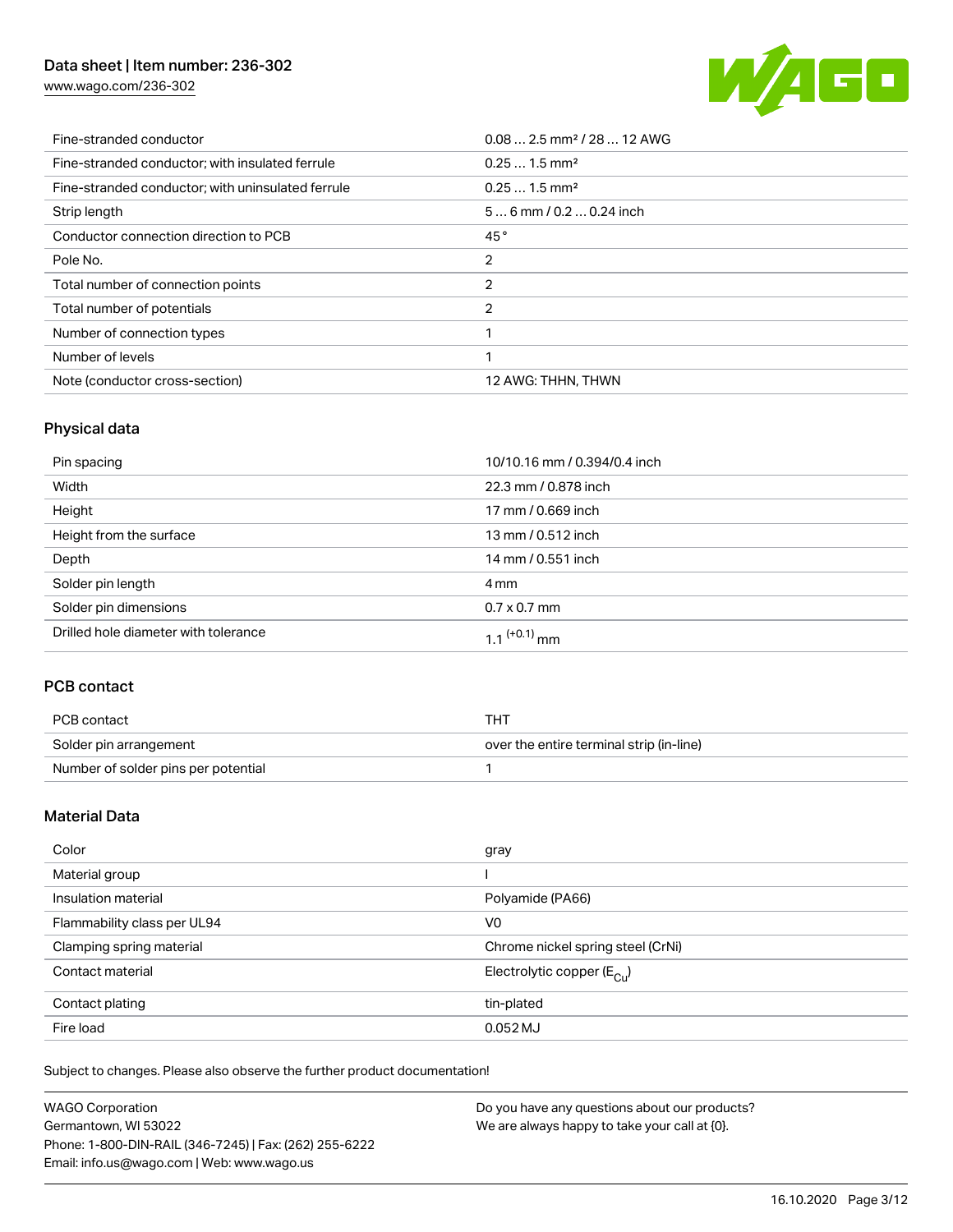| | |
|---|---|
| Fine-stranded conductor | 0.08 … 2.5 mm² / 28 … 12 AWG |
| Fine-stranded conductor; with insulated ferrule | 0.25 … 1.5 mm² |
| Fine-stranded conductor; with uninsulated ferrule | 0.25 … 1.5 mm² |
| Strip length | 5 … 6 mm / 0.2 … 0.24 inch |
| Conductor connection direction to PCB | 45 ° |
| Pole No. | 2 |
| Total number of connection points | 2 |
| Total number of potentials | 2 |
| Number of connection types | 1 |
| Number of levels | 1 |
| Note (conductor cross-section) | 12 AWG: THHN, THWN |

## Physical data

| | |
|---|---|
| Pin spacing | 10/10.16 mm / 0.394/0.4 inch |
| Width | 22.3 mm / 0.878 inch |
| Height | 17 mm / 0.669 inch |
| Height from the surface | 13 mm / 0.512 inch |
| Depth | 14 mm / 0.551 inch |
| Solder pin length | 4 mm |
| Solder pin dimensions | 0.7 x 0.7 mm |
| Drilled hole diameter with tolerance | $1.1^{(+0.1)}$ mm |

## PCB contact

| | |
|---|---|
| PCB contact | THT |
| Solder pin arrangement | over the entire terminal strip (in-line) |
| Number of solder pins per potential | 1 |

## Material Data

| | |
|---|---|
| Color | gray |
| Material group | I |
| Insulation material | Polyamide (PA66) |
| Flammability class per UL94 | V0 |
| Clamping spring material | Chrome nickel spring steel (CrNi) |
| Contact material | Electrolytic copper ($E_{Cu}$) |
| Contact plating | tin-plated |
| Fire load | 0.052 MJ |

Subject to changes. Please also observe the further product documentation!

WAGO Corporation
Germantown, WI 53022
Phone: 1-800-DIN-RAIL (346-7245) | Fax: (262) 255-6222
Email: info.us@wago.com | Web: www.wago.us

Do you have any questions about our products?
We are always happy to take your call at {0}.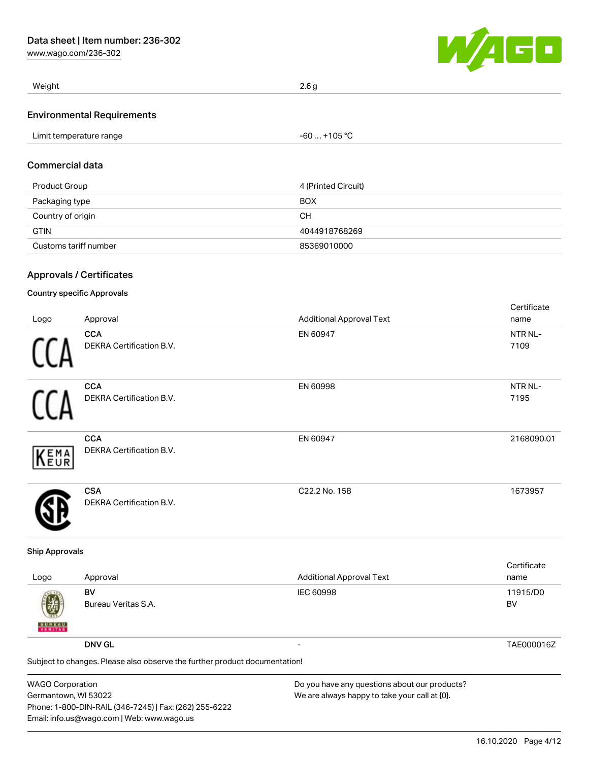| Weight | 2.6 g |
| --- | --- |

## Environmental Requirements

| Limit temperature range | -60 … +105 °C |
| --- | --- |

## Commercial data

| Product Group | 4 (Printed Circuit) |
| --- | --- |
| Packaging type | BOX |
| Country of origin | CH |
| GTIN | 4044918768269 |
| Customs tariff number | 85369010000 |

## Approvals / Certificates

### Country specific Approvals

| Logo | Approval | Additional Approval Text | Certificate name |
| --- | --- | --- | --- |
| | **CCA** DEKRA Certification B.V. | EN 60947 | NTR NL-7109 |
| | **CCA** DEKRA Certification B.V. | EN 60998 | NTR NL-7195 |
| | **CCA** DEKRA Certification B.V. | EN 60947 | 2168090.01 |
| | **CSA** DEKRA Certification B.V. | C22.2 No. 158 | 1673957 |

### Ship Approvals

| Logo | Approval | Additional Approval Text | Certificate name |
| --- | --- | --- | --- |
| | **BV** Bureau Veritas S.A. | IEC 60998 | 11915/D0 BV |
| | **DNV GL** | - | TAE000016Z |

Subject to changes. Please also observe the further product documentation!

WAGO Corporation
Germantown, WI 53022
Phone: 1-800-DIN-RAIL (346-7245) | Fax: (262) 255-6222
Email: info.us@wago.com | Web: www.wago.us

Do you have any questions about our products?
We are always happy to take your call at {0}.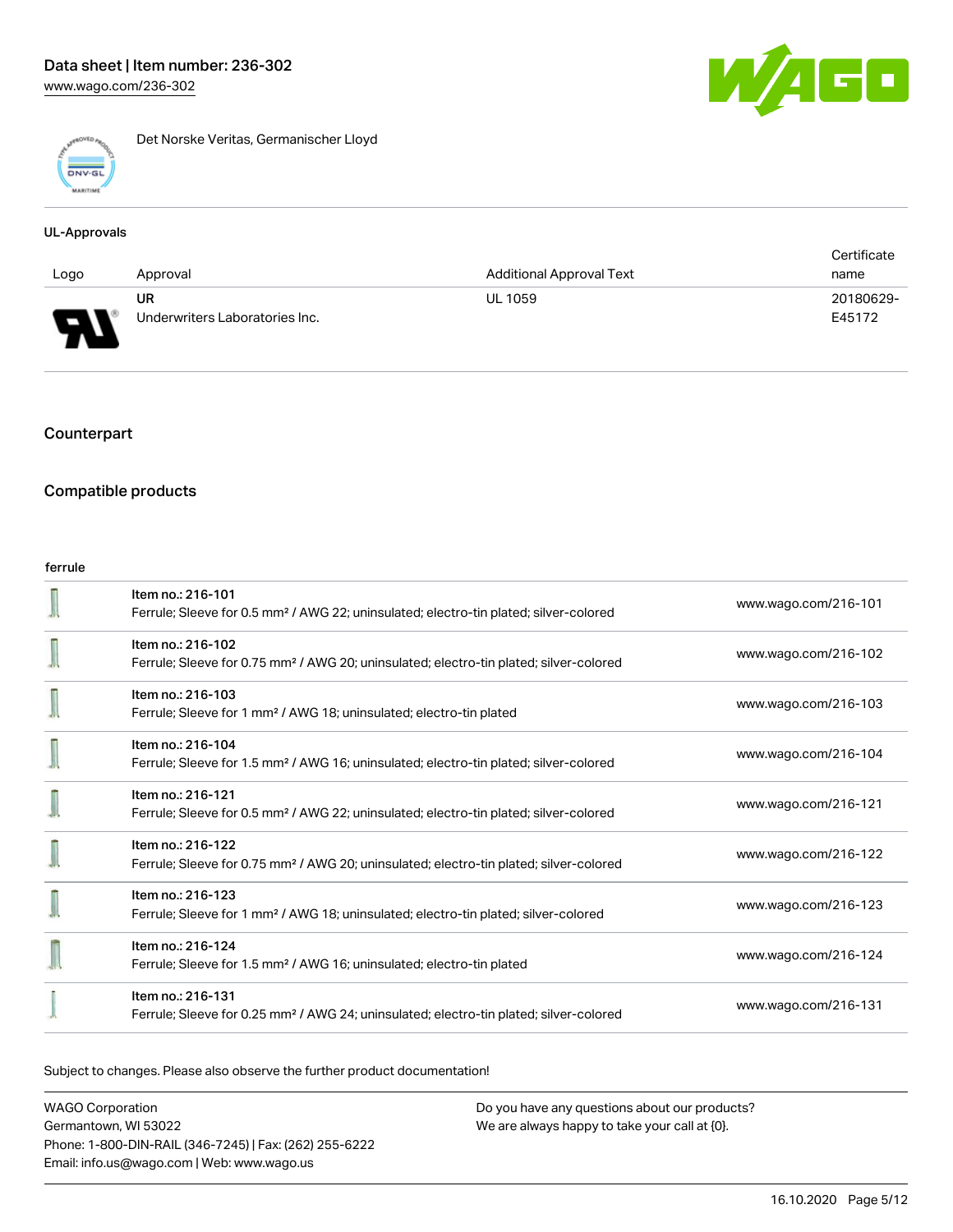Det Norske Veritas, Germanischer Lloyd

### UL-Approvals

| Logo | Approval | Additional Approval Text | Certificate name |
| --- | --- | --- | --- |
| | UR<br>Underwriters Laboratories Inc. | UL 1059 | 20180629-E45172 |

## Counterpart

## Compatible products

ferrule

| | | |
| --- | --- | --- |
| | Item no.: 216-101<br>Ferrule; Sleeve for 0.5 mm² / AWG 22; uninsulated; electro-tin plated; silver-colored | www.wago.com/216-101 |
| | Item no.: 216-102<br>Ferrule; Sleeve for 0.75 mm² / AWG 20; uninsulated; electro-tin plated; silver-colored | www.wago.com/216-102 |
| | Item no.: 216-103<br>Ferrule; Sleeve for 1 mm² / AWG 18; uninsulated; electro-tin plated | www.wago.com/216-103 |
| | Item no.: 216-104<br>Ferrule; Sleeve for 1.5 mm² / AWG 16; uninsulated; electro-tin plated; silver-colored | www.wago.com/216-104 |
| | Item no.: 216-121<br>Ferrule; Sleeve for 0.5 mm² / AWG 22; uninsulated; electro-tin plated; silver-colored | www.wago.com/216-121 |
| | Item no.: 216-122<br>Ferrule; Sleeve for 0.75 mm² / AWG 20; uninsulated; electro-tin plated; silver-colored | www.wago.com/216-122 |
| | Item no.: 216-123<br>Ferrule; Sleeve for 1 mm² / AWG 18; uninsulated; electro-tin plated; silver-colored | www.wago.com/216-123 |
| | Item no.: 216-124<br>Ferrule; Sleeve for 1.5 mm² / AWG 16; uninsulated; electro-tin plated | www.wago.com/216-124 |
| | Item no.: 216-131<br>Ferrule; Sleeve for 0.25 mm² / AWG 24; uninsulated; electro-tin plated; silver-colored | www.wago.com/216-131 |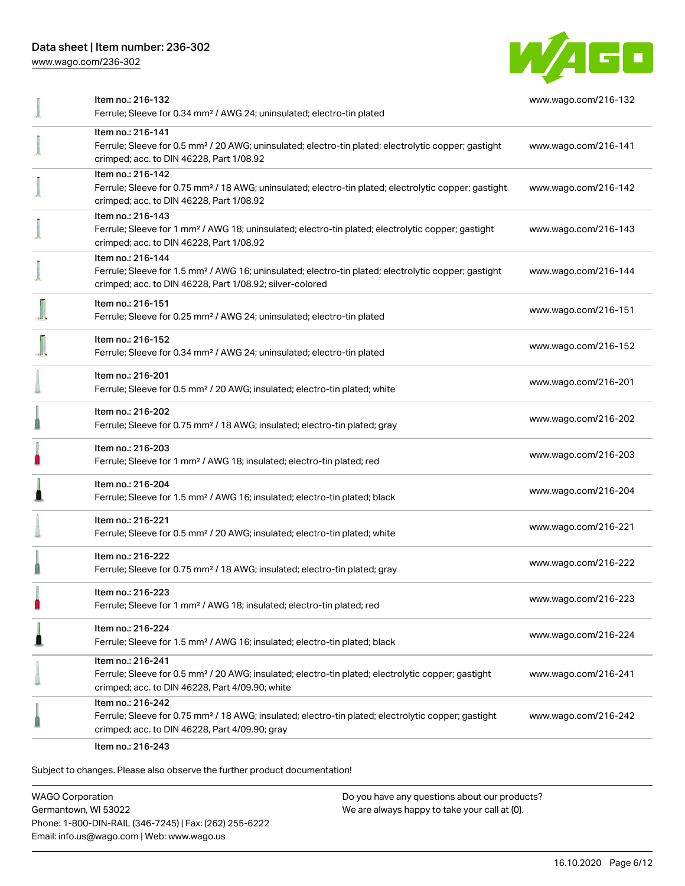| | | |
|---|---|---|
| | Item no.: 216-132<br>Ferrule; Sleeve for 0.34 mm² / AWG 24; uninsulated; electro-tin plated | www.wago.com/216-132 |
| | Item no.: 216-141<br>Ferrule; Sleeve for 0.5 mm² / 20 AWG; uninsulated; electro-tin plated; electrolytic copper; gastight crimped; acc. to DIN 46228, Part 1/08.92 | www.wago.com/216-141 |
| | Item no.: 216-142<br>Ferrule; Sleeve for 0.75 mm² / 18 AWG; uninsulated; electro-tin plated; electrolytic copper; gastight crimped; acc. to DIN 46228, Part 1/08.92 | www.wago.com/216-142 |
| | Item no.: 216-143<br>Ferrule; Sleeve for 1 mm² / AWG 18; uninsulated; electro-tin plated; electrolytic copper; gastight crimped; acc. to DIN 46228, Part 1/08.92 | www.wago.com/216-143 |
| | Item no.: 216-144<br>Ferrule; Sleeve for 1.5 mm² / AWG 16; uninsulated; electro-tin plated; electrolytic copper; gastight crimped; acc. to DIN 46228, Part 1/08.92; silver-colored | www.wago.com/216-144 |
| | Item no.: 216-151<br>Ferrule; Sleeve for 0.25 mm² / AWG 24; uninsulated; electro-tin plated | www.wago.com/216-151 |
| | Item no.: 216-152<br>Ferrule; Sleeve for 0.34 mm² / AWG 24; uninsulated; electro-tin plated | www.wago.com/216-152 |
| | Item no.: 216-201<br>Ferrule; Sleeve for 0.5 mm² / 20 AWG; insulated; electro-tin plated; white | www.wago.com/216-201 |
| | Item no.: 216-202<br>Ferrule; Sleeve for 0.75 mm² / 18 AWG; insulated; electro-tin plated; gray | www.wago.com/216-202 |
| | Item no.: 216-203<br>Ferrule; Sleeve for 1 mm² / AWG 18; insulated; electro-tin plated; red | www.wago.com/216-203 |
| | Item no.: 216-204<br>Ferrule; Sleeve for 1.5 mm² / AWG 16; insulated; electro-tin plated; black | www.wago.com/216-204 |
| | Item no.: 216-221<br>Ferrule; Sleeve for 0.5 mm² / 20 AWG; insulated; electro-tin plated; white | www.wago.com/216-221 |
| | Item no.: 216-222<br>Ferrule; Sleeve for 0.75 mm² / 18 AWG; insulated; electro-tin plated; gray | www.wago.com/216-222 |
| | Item no.: 216-223<br>Ferrule; Sleeve for 1 mm² / AWG 18; insulated; electro-tin plated; red | www.wago.com/216-223 |
| | Item no.: 216-224<br>Ferrule; Sleeve for 1.5 mm² / AWG 16; insulated; electro-tin plated; black | www.wago.com/216-224 |
| | Item no.: 216-241<br>Ferrule; Sleeve for 0.5 mm² / 20 AWG; insulated; electro-tin plated; electrolytic copper; gastight crimped; acc. to DIN 46228, Part 4/09.90; white | www.wago.com/216-241 |
| | Item no.: 216-242<br>Ferrule; Sleeve for 0.75 mm² / 18 AWG; insulated; electro-tin plated; electrolytic copper; gastight crimped; acc. to DIN 46228, Part 4/09.90; gray | www.wago.com/216-242 |
| | Item no.: 216-243 | |

Subject to changes. Please also observe the further product documentation!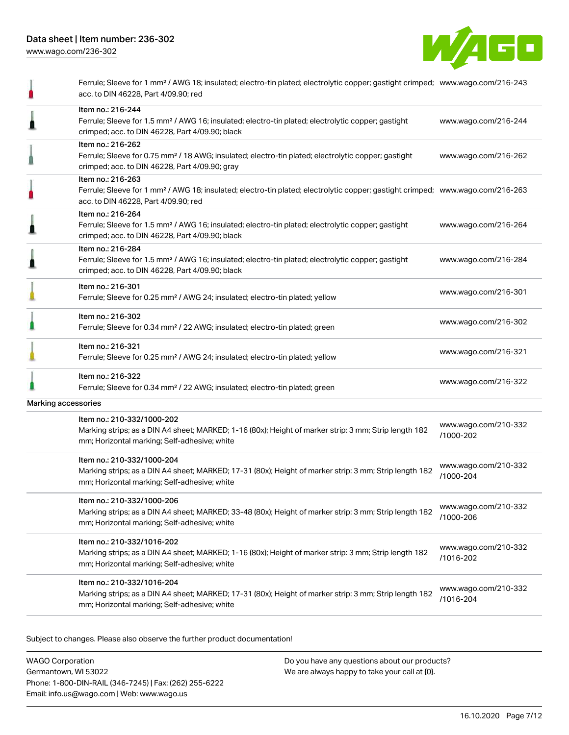| | | |
|---|---|---|
| | Ferrule; Sleeve for 1 mm² / AWG 18; insulated; electro-tin plated; electrolytic copper; gastight crimped; acc. to DIN 46228, Part 4/09.90; red | www.wago.com/216-243 |
| | Item no.: 216-244<br>Ferrule; Sleeve for 1.5 mm² / AWG 16; insulated; electro-tin plated; electrolytic copper; gastight crimped; acc. to DIN 46228, Part 4/09.90; black | www.wago.com/216-244 |
| | Item no.: 216-262<br>Ferrule; Sleeve for 0.75 mm² / 18 AWG; insulated; electro-tin plated; electrolytic copper; gastight crimped; acc. to DIN 46228, Part 4/09.90; gray | www.wago.com/216-262 |
| | Item no.: 216-263<br>Ferrule; Sleeve for 1 mm² / AWG 18; insulated; electro-tin plated; electrolytic copper; gastight crimped; acc. to DIN 46228, Part 4/09.90; red | www.wago.com/216-263 |
| | Item no.: 216-264<br>Ferrule; Sleeve for 1.5 mm² / AWG 16; insulated; electro-tin plated; electrolytic copper; gastight crimped; acc. to DIN 46228, Part 4/09.90; black | www.wago.com/216-264 |
| | Item no.: 216-284<br>Ferrule; Sleeve for 1.5 mm² / AWG 16; insulated; electro-tin plated; electrolytic copper; gastight crimped; acc. to DIN 46228, Part 4/09.90; black | www.wago.com/216-284 |
| | Item no.: 216-301<br>Ferrule; Sleeve for 0.25 mm² / AWG 24; insulated; electro-tin plated; yellow | www.wago.com/216-301 |
| | Item no.: 216-302<br>Ferrule; Sleeve for 0.34 mm² / 22 AWG; insulated; electro-tin plated; green | www.wago.com/216-302 |
| | Item no.: 216-321<br>Ferrule; Sleeve for 0.25 mm² / AWG 24; insulated; electro-tin plated; yellow | www.wago.com/216-321 |
| | Item no.: 216-322<br>Ferrule; Sleeve for 0.34 mm² / 22 AWG; insulated; electro-tin plated; green | www.wago.com/216-322 |
| **Marking accessories** | | |
| | Item no.: 210-332/1000-202<br>Marking strips; as a DIN A4 sheet; MARKED; 1-16 (80x); Height of marker strip: 3 mm; Strip length 182 mm; Horizontal marking; Self-adhesive; white | www.wago.com/210-332/1000-202 |
| | Item no.: 210-332/1000-204<br>Marking strips; as a DIN A4 sheet; MARKED; 17-31 (80x); Height of marker strip: 3 mm; Strip length 182 mm; Horizontal marking; Self-adhesive; white | www.wago.com/210-332/1000-204 |
| | Item no.: 210-332/1000-206<br>Marking strips; as a DIN A4 sheet; MARKED; 33-48 (80x); Height of marker strip: 3 mm; Strip length 182 mm; Horizontal marking; Self-adhesive; white | www.wago.com/210-332/1000-206 |
| | Item no.: 210-332/1016-202<br>Marking strips; as a DIN A4 sheet; MARKED; 1-16 (80x); Height of marker strip: 3 mm; Strip length 182 mm; Horizontal marking; Self-adhesive; white | www.wago.com/210-332/1016-202 |
| | Item no.: 210-332/1016-204<br>Marking strips; as a DIN A4 sheet; MARKED; 17-31 (80x); Height of marker strip: 3 mm; Strip length 182 mm; Horizontal marking; Self-adhesive; white | www.wago.com/210-332/1016-204 |

Subject to changes. Please also observe the further product documentation!

WAGO Corporation
Germantown, WI 53022
Phone: 1-800-DIN-RAIL (346-7245) | Fax: (262) 255-6222
Email: info.us@wago.com | Web: www.wago.us

Do you have any questions about our products?
We are always happy to take your call at {0}.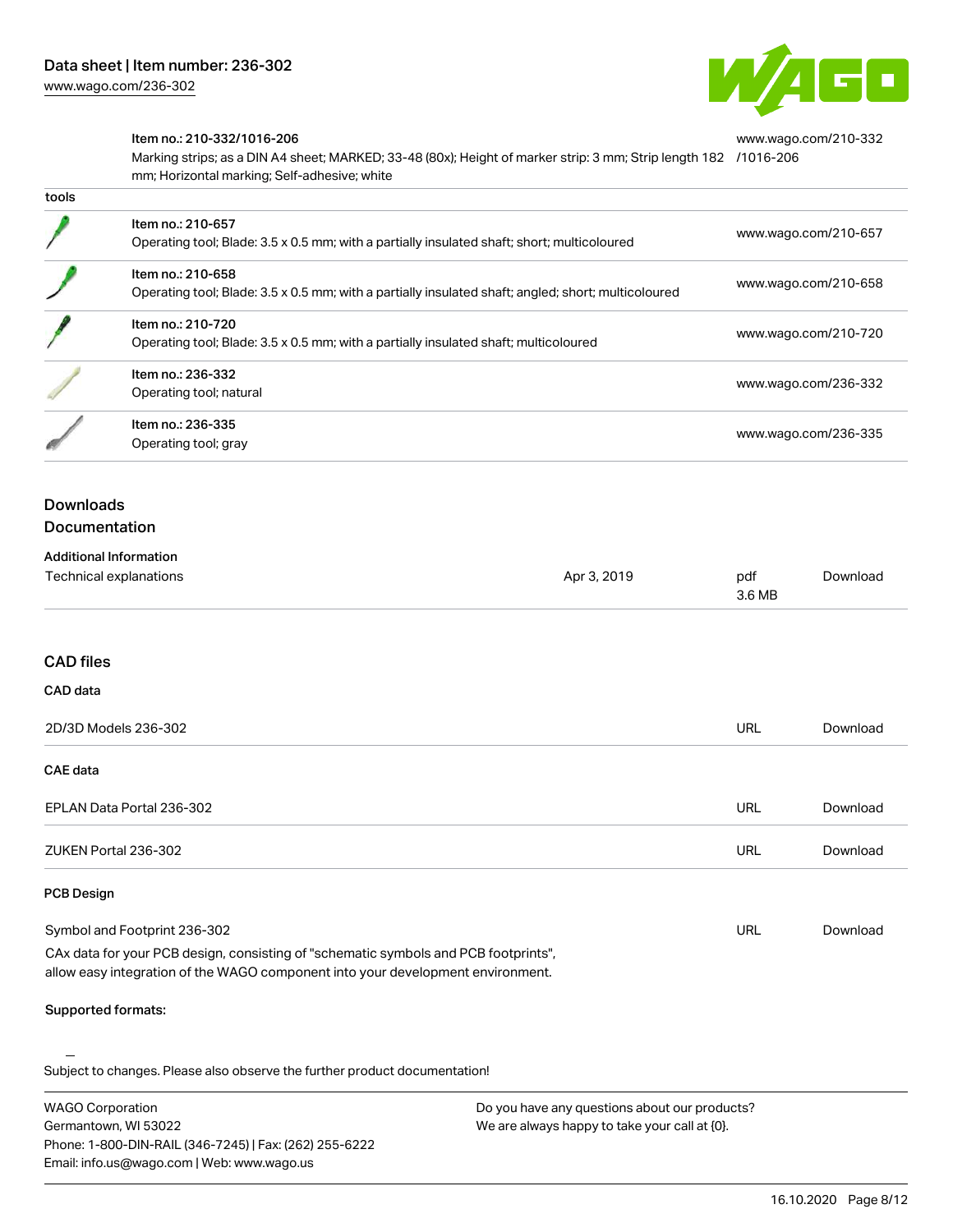| | Item no.: 210-332/1016-206<br>Marking strips; as a DIN A4 sheet; MARKED; 33-48 (80x); Height of marker strip: 3 mm; Strip length 182 mm; Horizontal marking; Self-adhesive; white | www.wago.com/210-332/1016-206 |
|---|---|---|
| tools | | |
| | Item no.: 210-657<br>Operating tool; Blade: 3.5 x 0.5 mm; with a partially insulated shaft; short; multicoloured | www.wago.com/210-657 |
| | Item no.: 210-658<br>Operating tool; Blade: 3.5 x 0.5 mm; with a partially insulated shaft; angled; short; multicoloured | www.wago.com/210-658 |
| | Item no.: 210-720<br>Operating tool; Blade: 3.5 x 0.5 mm; with a partially insulated shaft; multicoloured | www.wago.com/210-720 |
| | Item no.: 236-332<br>Operating tool; natural | www.wago.com/236-332 |
| | Item no.: 236-335<br>Operating tool; gray | www.wago.com/236-335 |

## Downloads
### Documentation

**Additional Information**

| Technical explanations | Apr 3, 2019 | pdf<br>3.6 MB | Download |
|---|---|---|---|

### CAD files

**CAD data**

| 2D/3D Models 236-302 | URL | Download |
|---|---|---|

**CAE data**

| EPLAN Data Portal 236-302 | URL | Download |
|---|---|---|
| ZUKEN Portal 236-302 | URL | Download |

**PCB Design**

| Symbol and Footprint 236-302 | URL | Download |
|---|---|---|

CAx data for your PCB design, consisting of "schematic symbols and PCB footprints", allow easy integration of the WAGO component into your development environment.

**Supported formats:**

Subject to changes. Please also observe the further product documentation!

WAGO Corporation
Germantown, WI 53022
Phone: 1-800-DIN-RAIL (346-7245) | Fax: (262) 255-6222
Email: info.us@wago.com | Web: www.wago.us

Do you have any questions about our products?
We are always happy to take your call at {0}.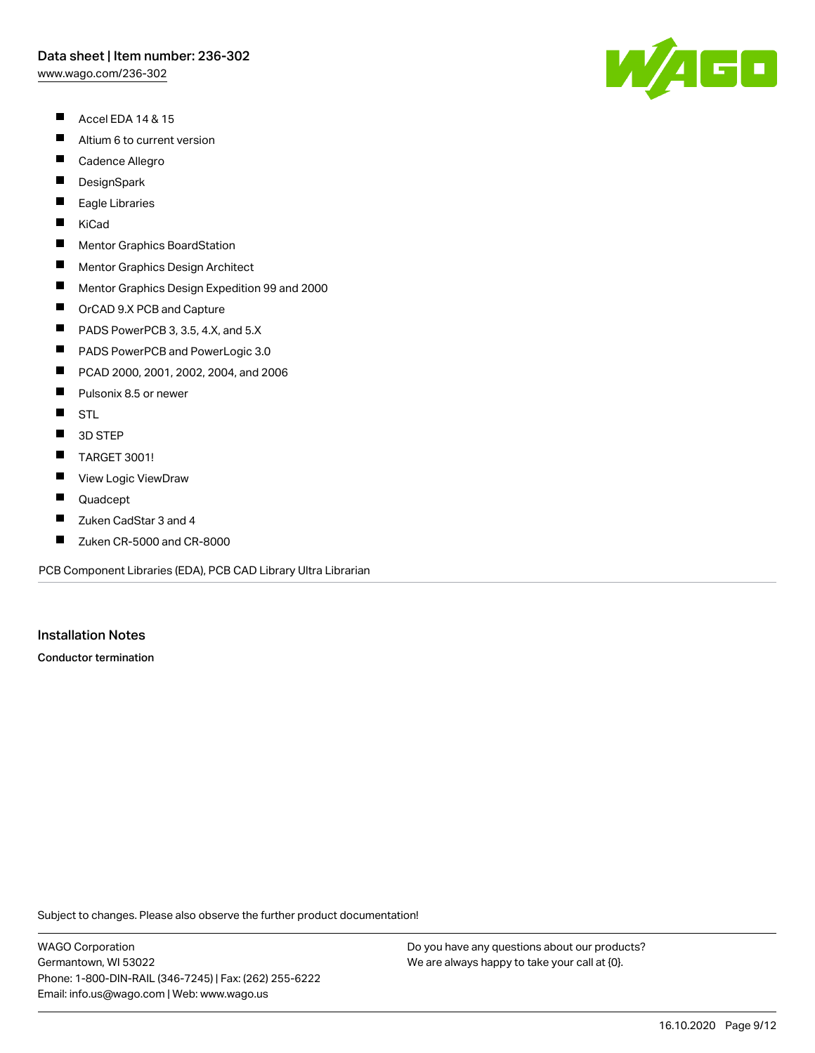- Accel EDA 14 & 15
- Altium 6 to current version
- Cadence Allegro
- DesignSpark
- Eagle Libraries
- KiCad
- Mentor Graphics BoardStation
- Mentor Graphics Design Architect
- Mentor Graphics Design Expedition 99 and 2000
- OrCAD 9.X PCB and Capture
- PADS PowerPCB 3, 3.5, 4.X, and 5.X
- PADS PowerPCB and PowerLogic 3.0
- PCAD 2000, 2001, 2002, 2004, and 2006
- Pulsonix 8.5 or newer
- STL
- 3D STEP
- TARGET 3001!
- View Logic ViewDraw
- Quadcept
- Zuken CadStar 3 and 4
- Zuken CR-5000 and CR-8000

PCB Component Libraries (EDA), PCB CAD Library Ultra Librarian

## Installation Notes

**Conductor termination**

Subject to changes. Please also observe the further product documentation!

WAGO Corporation
Germantown, WI 53022
Phone: 1-800-DIN-RAIL (346-7245) | Fax: (262) 255-6222
Email: info.us@wago.com | Web: www.wago.us

Do you have any questions about our products?
We are always happy to take your call at {0}.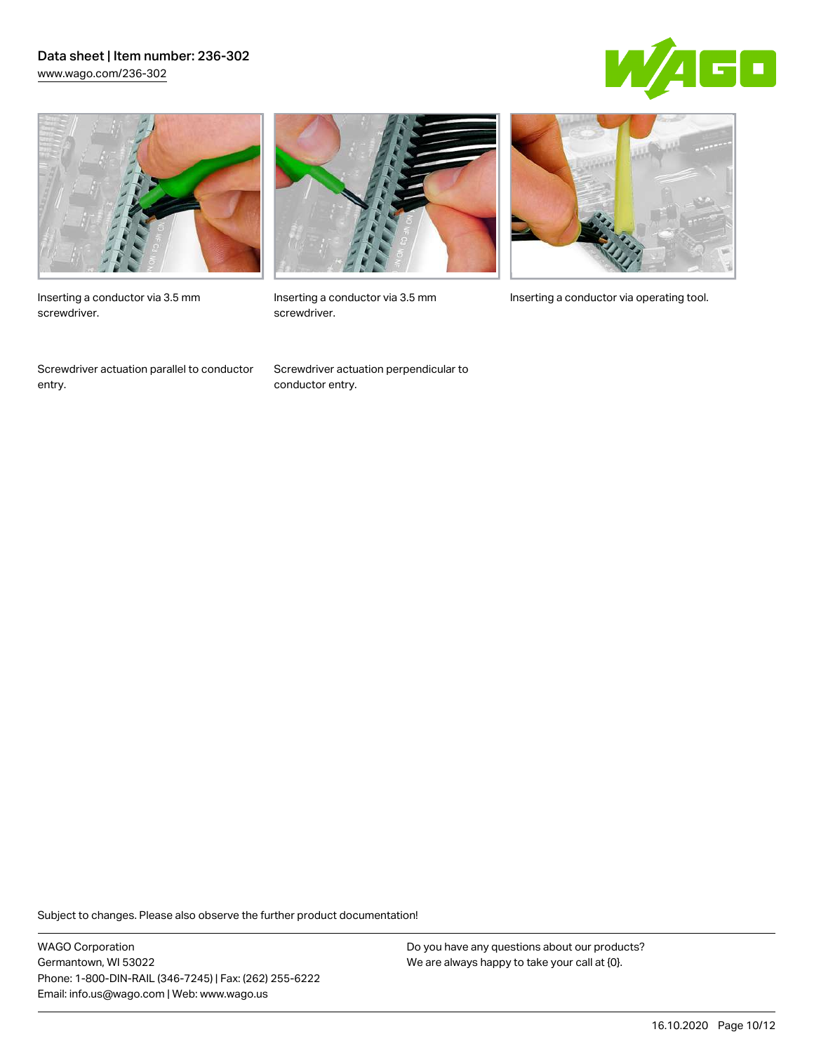Inserting a conductor via 3.5 mm screwdriver.

Inserting a conductor via 3.5 mm screwdriver.

Inserting a conductor via operating tool.

Screwdriver actuation parallel to conductor entry.

Screwdriver actuation perpendicular to conductor entry.

Subject to changes. Please also observe the further product documentation!

WAGO Corporation
Germantown, WI 53022
Phone: 1-800-DIN-RAIL (346-7245) | Fax: (262) 255-6222
Email: info.us@wago.com | Web: www.wago.us

Do you have any questions about our products?
We are always happy to take your call at {0}.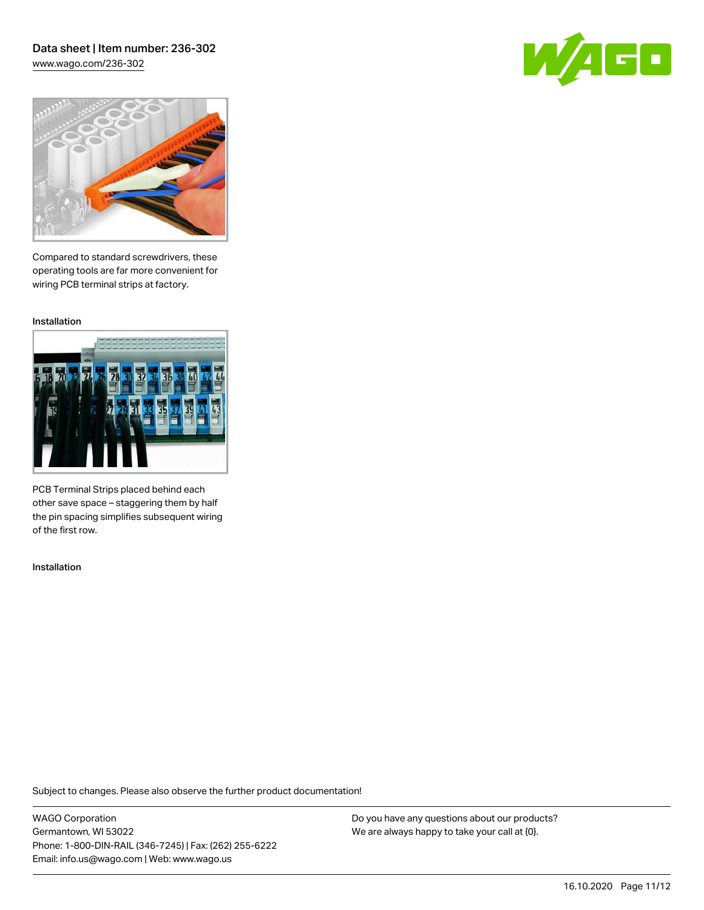Compared to standard screwdrivers, these operating tools are far more convenient for wiring PCB terminal strips at factory.

Installation

PCB Terminal Strips placed behind each other save space – staggering them by half the pin spacing simplifies subsequent wiring of the first row.

Installation

Subject to changes. Please also observe the further product documentation!

WAGO Corporation
Germantown, WI 53022
Phone: 1-800-DIN-RAIL (346-7245) | Fax: (262) 255-6222
Email: info.us@wago.com | Web: www.wago.us

Do you have any questions about our products?
We are always happy to take your call at {0}.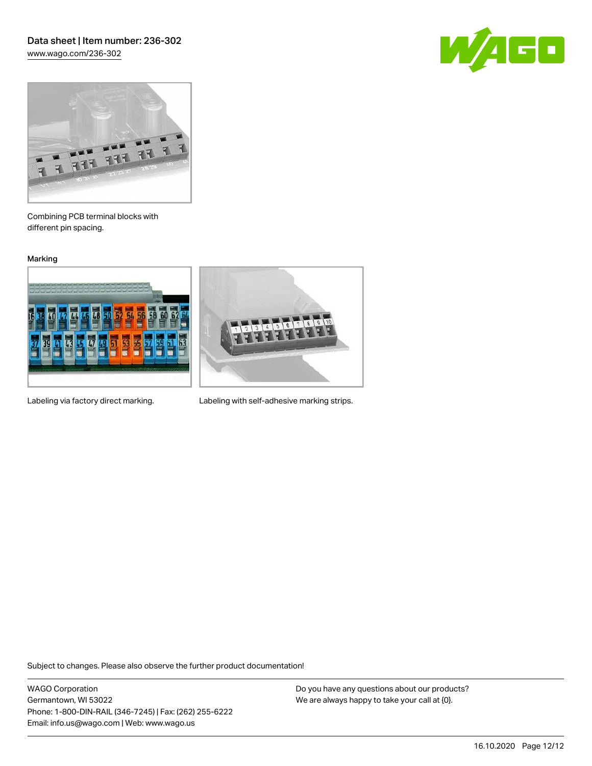Combining PCB terminal blocks with different pin spacing.

Marking

Labeling via factory direct marking.

Labeling with self-adhesive marking strips.

Subject to changes. Please also observe the further product documentation!

WAGO Corporation
Germantown, WI 53022
Phone: 1-800-DIN-RAIL (346-7245) | Fax: (262) 255-6222
Email: info.us@wago.com | Web: www.wago.us

Do you have any questions about our products?
We are always happy to take your call at {0}.